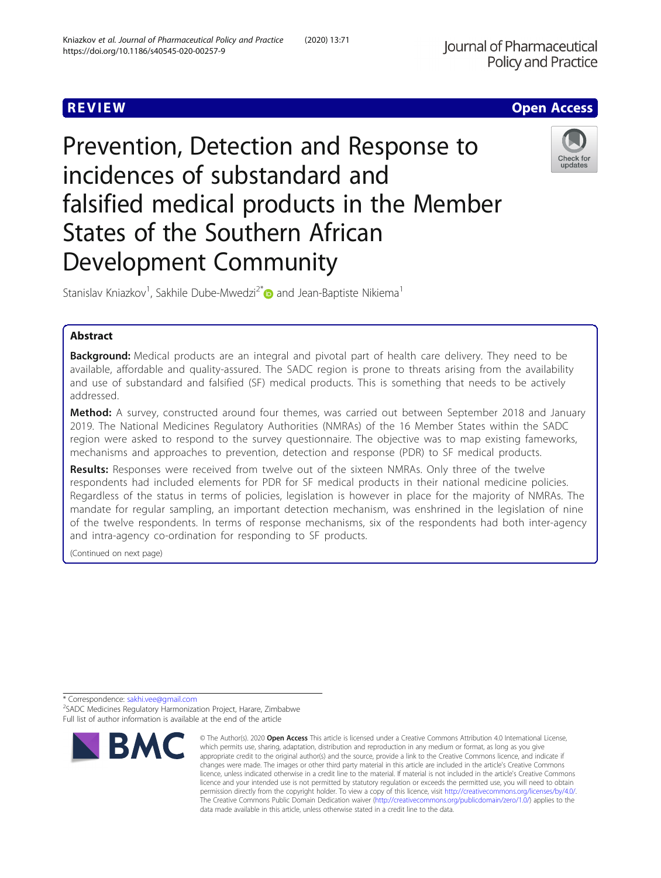REVIEW

Open Access

# Prevention, Detection and Response to incidences of substandard and falsified medical products in the Member States of the Southern African Development Community

Stanislav Kniazkov[1], Sakhile Dube-Mwedzi[2*] and Jean-Baptiste Nikiema[1]

## Abstract

**Background:** Medical products are an integral and pivotal part of health care delivery. They need to be available, affordable and quality-assured. The SADC region is prone to threats arising from the availability and use of substandard and falsified (SF) medical products. This is something that needs to be actively addressed.

**Method:** A survey, constructed around four themes, was carried out between September 2018 and January 2019. The National Medicines Regulatory Authorities (NMRAs) of the 16 Member States within the SADC region were asked to respond to the survey questionnaire. The objective was to map existing fameworks, mechanisms and approaches to prevention, detection and response (PDR) to SF medical products.

**Results:** Responses were received from twelve out of the sixteen NMRAs. Only three of the twelve respondents had included elements for PDR for SF medical products in their national medicine policies. Regardless of the status in terms of policies, legislation is however in place for the majority of NMRAs. The mandate for regular sampling, an important detection mechanism, was enshrined in the legislation of nine of the twelve respondents. In terms of response mechanisms, six of the respondents had both inter-agency and intra-agency co-ordination for responding to SF products.

(Continued on next page)

\* Correspondence: sakhi.vee@gmail.com
[2]SADC Medicines Regulatory Harmonization Project, Harare, Zimbabwe
Full list of author information is available at the end of the article

© The Author(s). 2020 **Open Access** This article is licensed under a Creative Commons Attribution 4.0 International License, which permits use, sharing, adaptation, distribution and reproduction in any medium or format, as long as you give appropriate credit to the original author(s) and the source, provide a link to the Creative Commons licence, and indicate if changes were made. The images or other third party material in this article are included in the article's Creative Commons licence, unless indicated otherwise in a credit line to the material. If material is not included in the article's Creative Commons licence and your intended use is not permitted by statutory regulation or exceeds the permitted use, you will need to obtain permission directly from the copyright holder. To view a copy of this licence, visit http://creativecommons.org/licenses/by/4.0/. The Creative Commons Public Domain Dedication waiver (http://creativecommons.org/publicdomain/zero/1.0/) applies to the data made available in this article, unless otherwise stated in a credit line to the data.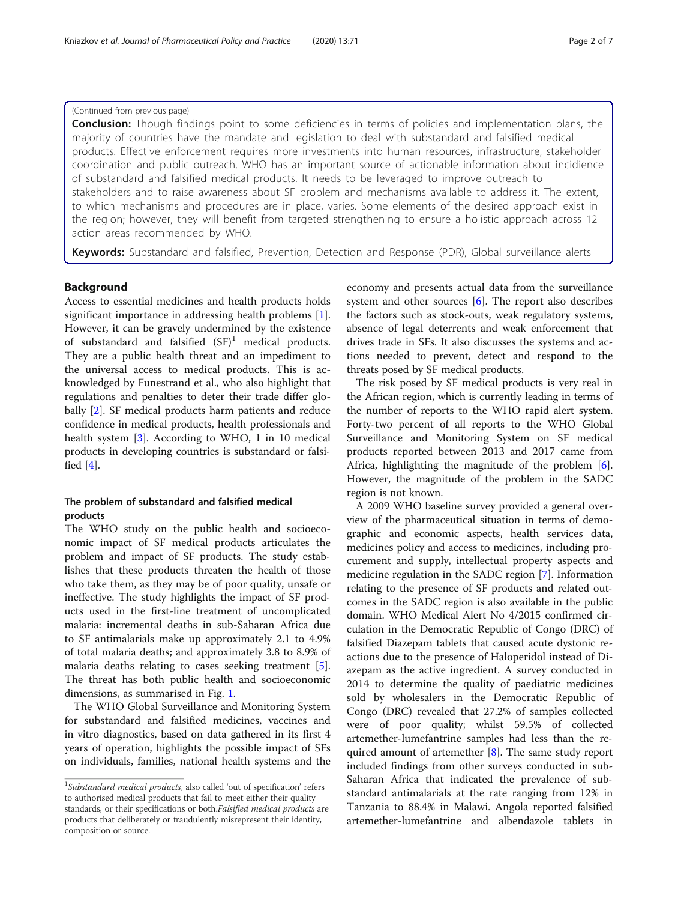(Continued from previous page)

**Conclusion:** Though findings point to some deficiencies in terms of policies and implementation plans, the majority of countries have the mandate and legislation to deal with substandard and falsified medical products. Effective enforcement requires more investments into human resources, infrastructure, stakeholder coordination and public outreach. WHO has an important source of actionable information about incidience of substandard and falsified medical products. It needs to be leveraged to improve outreach to stakeholders and to raise awareness about SF problem and mechanisms available to address it. The extent, to which mechanisms and procedures are in place, varies. Some elements of the desired approach exist in the region; however, they will benefit from targeted strengthening to ensure a holistic approach across 12 action areas recommended by WHO.

**Keywords:** Substandard and falsified, Prevention, Detection and Response (PDR), Global surveillance alerts

## Background

Access to essential medicines and health products holds significant importance in addressing health problems [1]. However, it can be gravely undermined by the existence of substandard and falsified (SF)[1] medical products. They are a public health threat and an impediment to the universal access to medical products. This is acknowledged by Funestrand et al., who also highlight that regulations and penalties to deter their trade differ globally [2]. SF medical products harm patients and reduce confidence in medical products, health professionals and health system [3]. According to WHO, 1 in 10 medical products in developing countries is substandard or falsified [4].

### The problem of substandard and falsified medical products

The WHO study on the public health and socioeconomic impact of SF medical products articulates the problem and impact of SF products. The study establishes that these products threaten the health of those who take them, as they may be of poor quality, unsafe or ineffective. The study highlights the impact of SF products used in the first-line treatment of uncomplicated malaria: incremental deaths in sub-Saharan Africa due to SF antimalarials make up approximately 2.1 to 4.9% of total malaria deaths; and approximately 3.8 to 8.9% of malaria deaths relating to cases seeking treatment [5]. The threat has both public health and socioeconomic dimensions, as summarised in Fig. 1.

The WHO Global Surveillance and Monitoring System for substandard and falsified medicines, vaccines and in vitro diagnostics, based on data gathered in its first 4 years of operation, highlights the possible impact of SFs on individuals, families, national health systems and the economy and presents actual data from the surveillance system and other sources [6]. The report also describes the factors such as stock-outs, weak regulatory systems, absence of legal deterrents and weak enforcement that drives trade in SFs. It also discusses the systems and actions needed to prevent, detect and respond to the threats posed by SF medical products.

The risk posed by SF medical products is very real in the African region, which is currently leading in terms of the number of reports to the WHO rapid alert system. Forty-two percent of all reports to the WHO Global Surveillance and Monitoring System on SF medical products reported between 2013 and 2017 came from Africa, highlighting the magnitude of the problem [6]. However, the magnitude of the problem in the SADC region is not known.

A 2009 WHO baseline survey provided a general overview of the pharmaceutical situation in terms of demographic and economic aspects, health services data, medicines policy and access to medicines, including procurement and supply, intellectual property aspects and medicine regulation in the SADC region [7]. Information relating to the presence of SF products and related outcomes in the SADC region is also available in the public domain. WHO Medical Alert No 4/2015 confirmed circulation in the Democratic Republic of Congo (DRC) of falsified Diazepam tablets that caused acute dystonic reactions due to the presence of Haloperidol instead of Diazepam as the active ingredient. A survey conducted in 2014 to determine the quality of paediatric medicines sold by wholesalers in the Democratic Republic of Congo (DRC) revealed that 27.2% of samples collected were of poor quality; whilst 59.5% of collected artemether-lumefantrine samples had less than the required amount of artemether [8]. The same study report included findings from other surveys conducted in sub-Saharan Africa that indicated the prevalence of substandard antimalarials at the rate ranging from 12% in Tanzania to 88.4% in Malawi. Angola reported falsified artemether-lumefantrine and albendazole tablets in

---

[1] *Substandard medical products*, also called 'out of specification' refers to authorised medical products that fail to meet either their quality standards, or their specifications or both. *Falsified medical products* are products that deliberately or fraudulently misrepresent their identity, composition or source.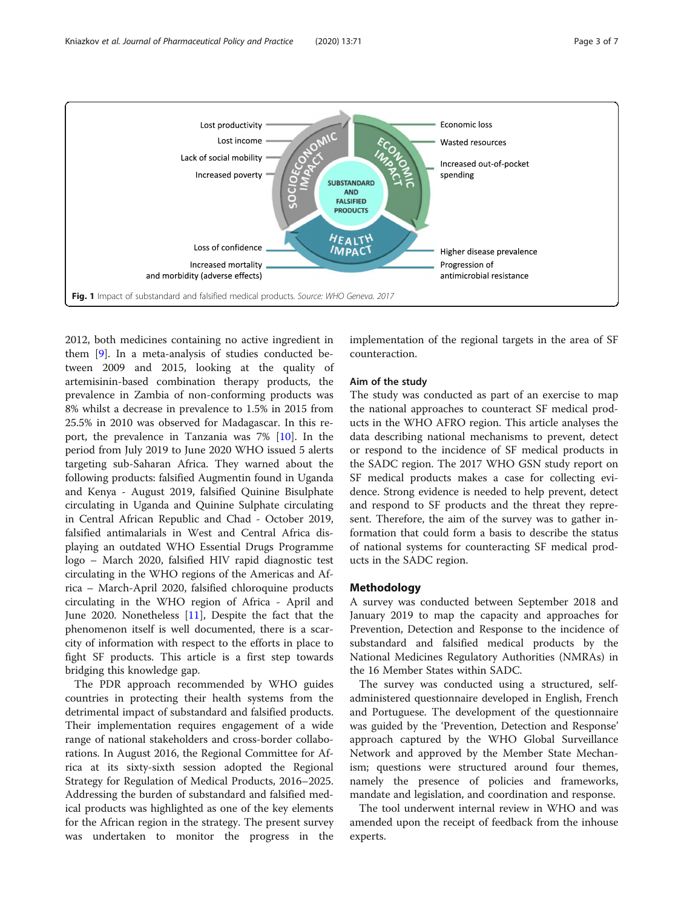Lost productivity
Lost income
Lack of social mobility
Increased poverty
Loss of confidence
Increased mortality and morbidity (adverse effects)
Economic loss
Wasted resources
Increased out-of-pocket spending
Higher disease prevalence
Progression of antimicrobial resistance

SOCIOECONOMIC IMPACT
ECONOMIC IMPACT
HEALTH IMPACT
SUBSTANDARD AND FALSIFIED PRODUCTS

**Fig. 1** Impact of substandard and falsified medical products. *Source: WHO Geneva. 2017*

2012, both medicines containing no active ingredient in them [9]. In a meta-analysis of studies conducted between 2009 and 2015, looking at the quality of artemisinin-based combination therapy products, the prevalence in Zambia of non-conforming products was 8% whilst a decrease in prevalence to 1.5% in 2015 from 25.5% in 2010 was observed for Madagascar. In this report, the prevalence in Tanzania was 7% [10]. In the period from July 2019 to June 2020 WHO issued 5 alerts targeting sub-Saharan Africa. They warned about the following products: falsified Augmentin found in Uganda and Kenya - August 2019, falsified Quinine Bisulphate circulating in Uganda and Quinine Sulphate circulating in Central African Republic and Chad - October 2019, falsified antimalarials in West and Central Africa displaying an outdated WHO Essential Drugs Programme logo – March 2020, falsified HIV rapid diagnostic test circulating in the WHO regions of the Americas and Africa – March-April 2020, falsified chloroquine products circulating in the WHO region of Africa - April and June 2020. Nonetheless [11], Despite the fact that the phenomenon itself is well documented, there is a scarcity of information with respect to the efforts in place to fight SF products. This article is a first step towards bridging this knowledge gap.

The PDR approach recommended by WHO guides countries in protecting their health systems from the detrimental impact of substandard and falsified products. Their implementation requires engagement of a wide range of national stakeholders and cross-border collaborations. In August 2016, the Regional Committee for Africa at its sixty-sixth session adopted the Regional Strategy for Regulation of Medical Products, 2016–2025. Addressing the burden of substandard and falsified medical products was highlighted as one of the key elements for the African region in the strategy. The present survey was undertaken to monitor the progress in the implementation of the regional targets in the area of SF counteraction.

### Aim of the study

The study was conducted as part of an exercise to map the national approaches to counteract SF medical products in the WHO AFRO region. This article analyses the data describing national mechanisms to prevent, detect or respond to the incidence of SF medical products in the SADC region. The 2017 WHO GSN study report on SF medical products makes a case for collecting evidence. Strong evidence is needed to help prevent, detect and respond to SF products and the threat they represent. Therefore, the aim of the survey was to gather information that could form a basis to describe the status of national systems for counteracting SF medical products in the SADC region.

## Methodology

A survey was conducted between September 2018 and January 2019 to map the capacity and approaches for Prevention, Detection and Response to the incidence of substandard and falsified medical products by the National Medicines Regulatory Authorities (NMRAs) in the 16 Member States within SADC.

The survey was conducted using a structured, self-administered questionnaire developed in English, French and Portuguese. The development of the questionnaire was guided by the 'Prevention, Detection and Response' approach captured by the WHO Global Surveillance Network and approved by the Member State Mechanism; questions were structured around four themes, namely the presence of policies and frameworks, mandate and legislation, and coordination and response.

The tool underwent internal review in WHO and was amended upon the receipt of feedback from the inhouse experts.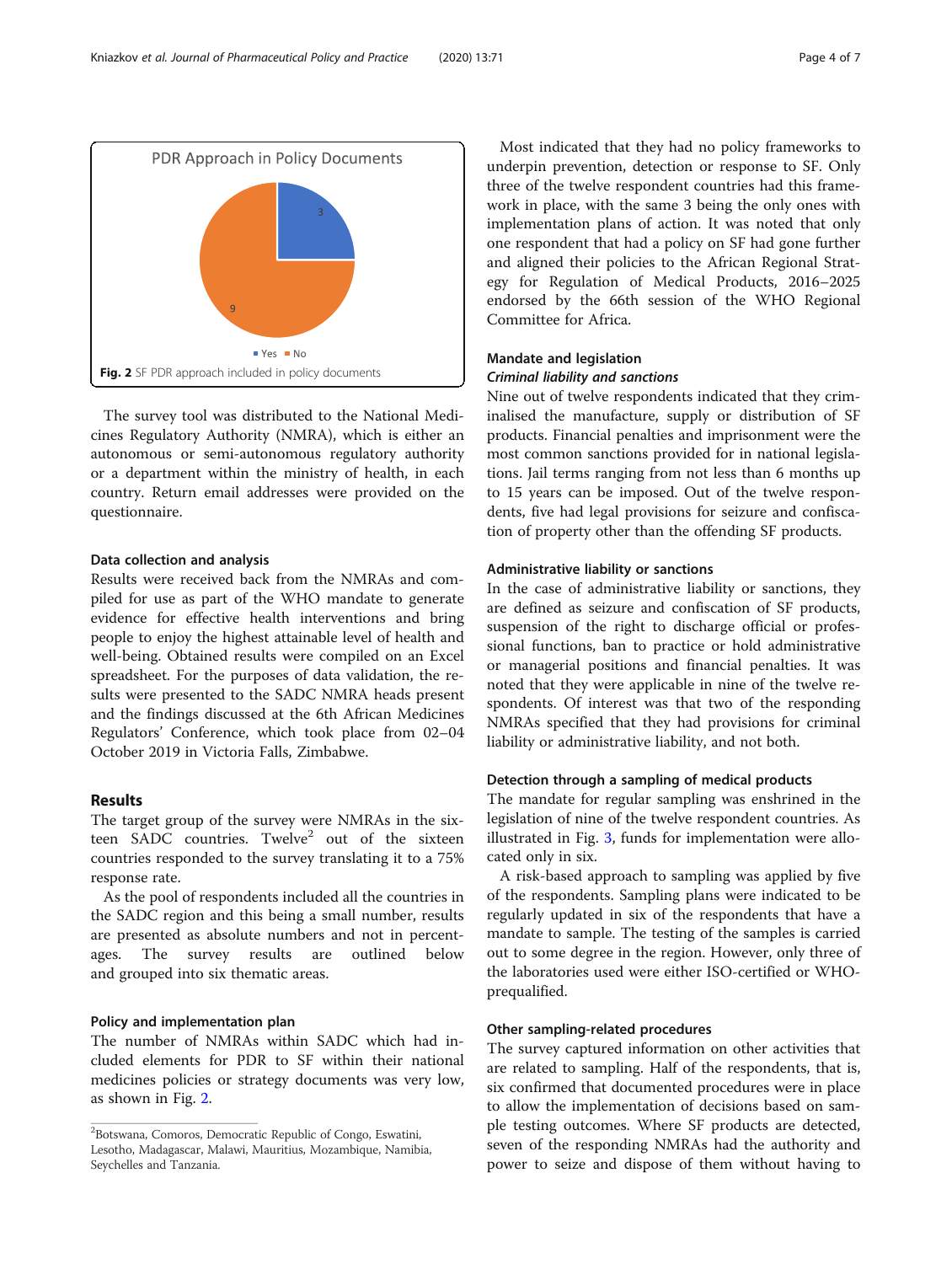PDR Approach in Policy Documents

Fig. 2 SF PDR approach included in policy documents

The survey tool was distributed to the National Medicines Regulatory Authority (NMRA), which is either an autonomous or semi-autonomous regulatory authority or a department within the ministry of health, in each country. Return email addresses were provided on the questionnaire.

### Data collection and analysis

Results were received back from the NMRAs and compiled for use as part of the WHO mandate to generate evidence for effective health interventions and bring people to enjoy the highest attainable level of health and well-being. Obtained results were compiled on an Excel spreadsheet. For the purposes of data validation, the results were presented to the SADC NMRA heads present and the findings discussed at the 6th African Medicines Regulators' Conference, which took place from 02–04 October 2019 in Victoria Falls, Zimbabwe.

## Results

The target group of the survey were NMRAs in the sixteen SADC countries. Twelve[2] out of the sixteen countries responded to the survey translating it to a 75% response rate.

As the pool of respondents included all the countries in the SADC region and this being a small number, results are presented as absolute numbers and not in percentages. The survey results are outlined below and grouped into six thematic areas.

### Policy and implementation plan

The number of NMRAs within SADC which had included elements for PDR to SF within their national medicines policies or strategy documents was very low, as shown in Fig. 2.

Most indicated that they had no policy frameworks to underpin prevention, detection or response to SF. Only three of the twelve respondent countries had this framework in place, with the same 3 being the only ones with implementation plans of action. It was noted that only one respondent that had a policy on SF had gone further and aligned their policies to the African Regional Strategy for Regulation of Medical Products, 2016–2025 endorsed by the 66th session of the WHO Regional Committee for Africa.

### Mandate and legislation

#### *Criminal liability and sanctions*

Nine out of twelve respondents indicated that they criminalised the manufacture, supply or distribution of SF products. Financial penalties and imprisonment were the most common sanctions provided for in national legislations. Jail terms ranging from not less than 6 months up to 15 years can be imposed. Out of the twelve respondents, five had legal provisions for seizure and confiscation of property other than the offending SF products.

### Administrative liability or sanctions

In the case of administrative liability or sanctions, they are defined as seizure and confiscation of SF products, suspension of the right to discharge official or professional functions, ban to practice or hold administrative or managerial positions and financial penalties. It was noted that they were applicable in nine of the twelve respondents. Of interest was that two of the responding NMRAs specified that they had provisions for criminal liability or administrative liability, and not both.

### Detection through a sampling of medical products

The mandate for regular sampling was enshrined in the legislation of nine of the twelve respondent countries. As illustrated in Fig. 3, funds for implementation were allocated only in six.

A risk-based approach to sampling was applied by five of the respondents. Sampling plans were indicated to be regularly updated in six of the respondents that have a mandate to sample. The testing of the samples is carried out to some degree in the region. However, only three of the laboratories used were either ISO-certified or WHO-prequalified.

### Other sampling-related procedures

The survey captured information on other activities that are related to sampling. Half of the respondents, that is, six confirmed that documented procedures were in place to allow the implementation of decisions based on sample testing outcomes. Where SF products are detected, seven of the responding NMRAs had the authority and power to seize and dispose of them without having to

---

[2] Botswana, Comoros, Democratic Republic of Congo, Eswatini, Lesotho, Madagascar, Malawi, Mauritius, Mozambique, Namibia, Seychelles and Tanzania.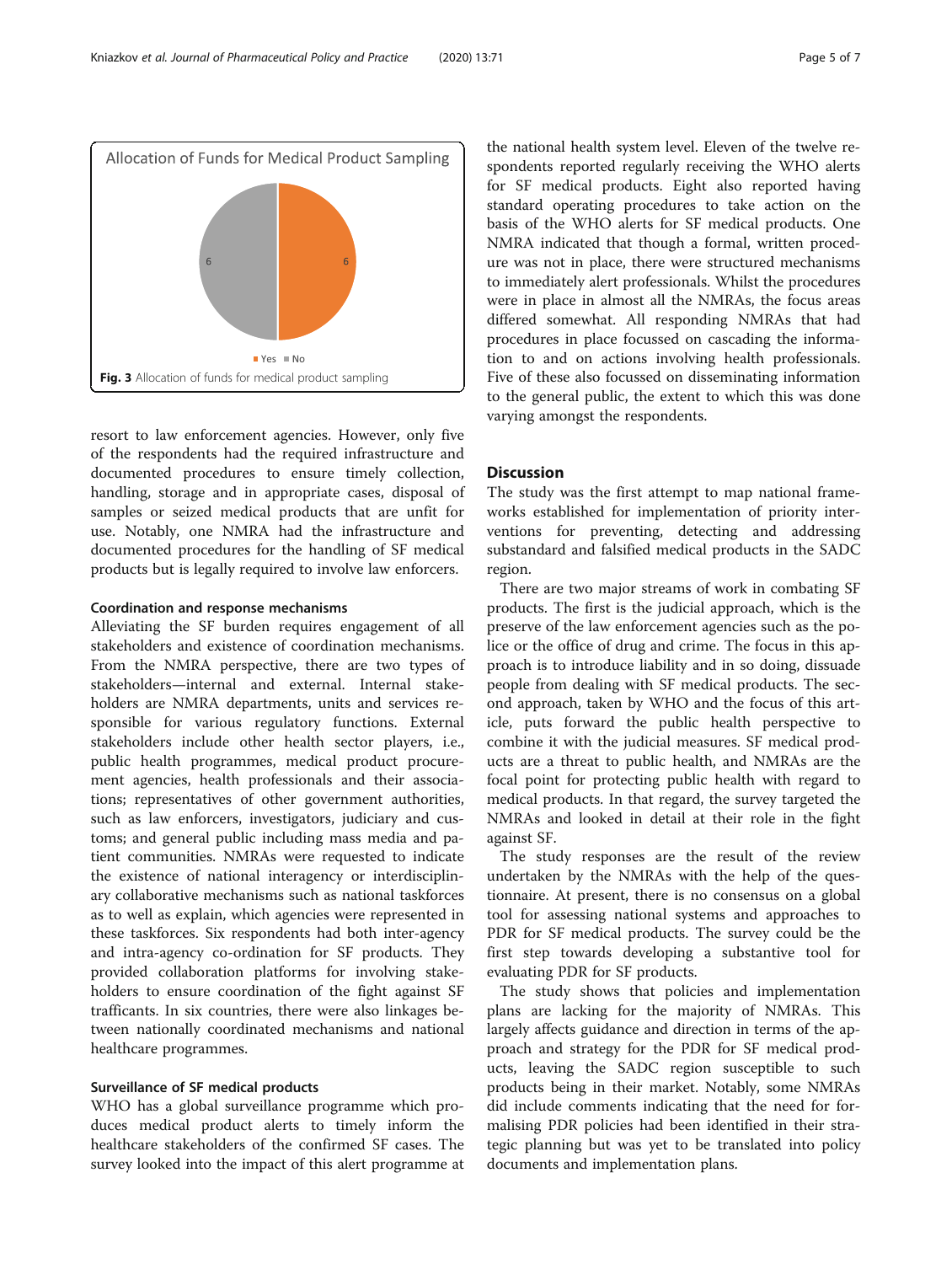Fig. 3 Allocation of funds for medical product sampling

resort to law enforcement agencies. However, only five of the respondents had the required infrastructure and documented procedures to ensure timely collection, handling, storage and in appropriate cases, disposal of samples or seized medical products that are unfit for use. Notably, one NMRA had the infrastructure and documented procedures for the handling of SF medical products but is legally required to involve law enforcers.

### Coordination and response mechanisms

Alleviating the SF burden requires engagement of all stakeholders and existence of coordination mechanisms. From the NMRA perspective, there are two types of stakeholders—internal and external. Internal stakeholders are NMRA departments, units and services responsible for various regulatory functions. External stakeholders include other health sector players, i.e., public health programmes, medical product procurement agencies, health professionals and their associations; representatives of other government authorities, such as law enforcers, investigators, judiciary and customs; and general public including mass media and patient communities. NMRAs were requested to indicate the existence of national interagency or interdisciplinary collaborative mechanisms such as national taskforces as to well as explain, which agencies were represented in these taskforces. Six respondents had both inter-agency and intra-agency co-ordination for SF products. They provided collaboration platforms for involving stakeholders to ensure coordination of the fight against SF trafficants. In six countries, there were also linkages between nationally coordinated mechanisms and national healthcare programmes.

### Surveillance of SF medical products

WHO has a global surveillance programme which produces medical product alerts to timely inform the healthcare stakeholders of the confirmed SF cases. The survey looked into the impact of this alert programme at the national health system level. Eleven of the twelve respondents reported regularly receiving the WHO alerts for SF medical products. Eight also reported having standard operating procedures to take action on the basis of the WHO alerts for SF medical products. One NMRA indicated that though a formal, written procedure was not in place, there were structured mechanisms to immediately alert professionals. Whilst the procedures were in place in almost all the NMRAs, the focus areas differed somewhat. All responding NMRAs that had procedures in place focussed on cascading the information to and on actions involving health professionals. Five of these also focussed on disseminating information to the general public, the extent to which this was done varying amongst the respondents.

## Discussion

The study was the first attempt to map national frameworks established for implementation of priority interventions for preventing, detecting and addressing substandard and falsified medical products in the SADC region.

There are two major streams of work in combating SF products. The first is the judicial approach, which is the preserve of the law enforcement agencies such as the police or the office of drug and crime. The focus in this approach is to introduce liability and in so doing, dissuade people from dealing with SF medical products. The second approach, taken by WHO and the focus of this article, puts forward the public health perspective to combine it with the judicial measures. SF medical products are a threat to public health, and NMRAs are the focal point for protecting public health with regard to medical products. In that regard, the survey targeted the NMRAs and looked in detail at their role in the fight against SF.

The study responses are the result of the review undertaken by the NMRAs with the help of the questionnaire. At present, there is no consensus on a global tool for assessing national systems and approaches to PDR for SF medical products. The survey could be the first step towards developing a substantive tool for evaluating PDR for SF products.

The study shows that policies and implementation plans are lacking for the majority of NMRAs. This largely affects guidance and direction in terms of the approach and strategy for the PDR for SF medical products, leaving the SADC region susceptible to such products being in their market. Notably, some NMRAs did include comments indicating that the need for formalising PDR policies had been identified in their strategic planning but was yet to be translated into policy documents and implementation plans.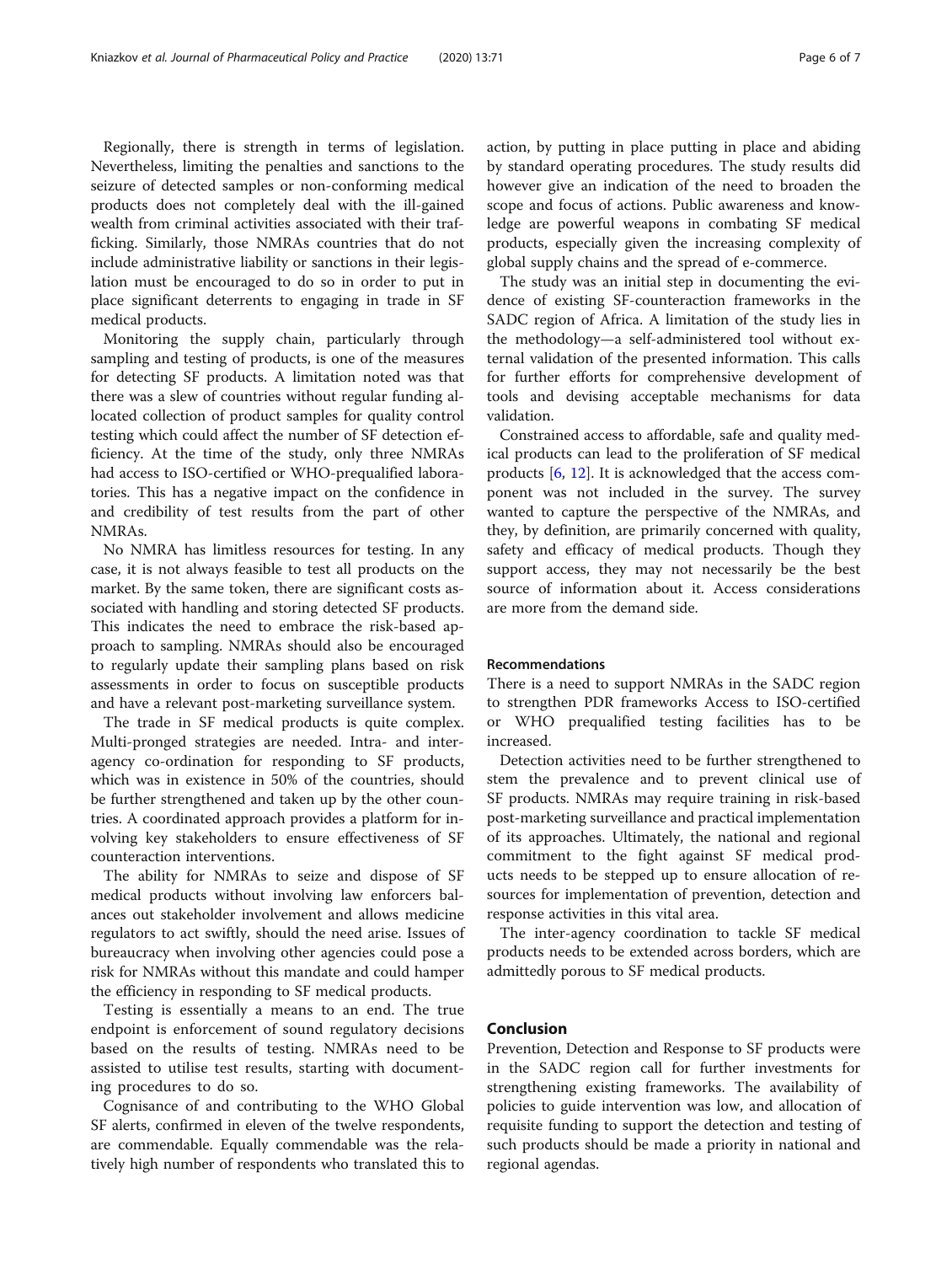Regionally, there is strength in terms of legislation. Nevertheless, limiting the penalties and sanctions to the seizure of detected samples or non-conforming medical products does not completely deal with the ill-gained wealth from criminal activities associated with their trafficking. Similarly, those NMRAs countries that do not include administrative liability or sanctions in their legislation must be encouraged to do so in order to put in place significant deterrents to engaging in trade in SF medical products.

Monitoring the supply chain, particularly through sampling and testing of products, is one of the measures for detecting SF products. A limitation noted was that there was a slew of countries without regular funding allocated collection of product samples for quality control testing which could affect the number of SF detection efficiency. At the time of the study, only three NMRAs had access to ISO-certified or WHO-prequalified laboratories. This has a negative impact on the confidence in and credibility of test results from the part of other NMRAs.

No NMRA has limitless resources for testing. In any case, it is not always feasible to test all products on the market. By the same token, there are significant costs associated with handling and storing detected SF products. This indicates the need to embrace the risk-based approach to sampling. NMRAs should also be encouraged to regularly update their sampling plans based on risk assessments in order to focus on susceptible products and have a relevant post-marketing surveillance system.

The trade in SF medical products is quite complex. Multi-pronged strategies are needed. Intra- and inter-agency co-ordination for responding to SF products, which was in existence in 50% of the countries, should be further strengthened and taken up by the other countries. A coordinated approach provides a platform for involving key stakeholders to ensure effectiveness of SF counteraction interventions.

The ability for NMRAs to seize and dispose of SF medical products without involving law enforcers balances out stakeholder involvement and allows medicine regulators to act swiftly, should the need arise. Issues of bureaucracy when involving other agencies could pose a risk for NMRAs without this mandate and could hamper the efficiency in responding to SF medical products.

Testing is essentially a means to an end. The true endpoint is enforcement of sound regulatory decisions based on the results of testing. NMRAs need to be assisted to utilise test results, starting with documenting procedures to do so.

Cognisance of and contributing to the WHO Global SF alerts, confirmed in eleven of the twelve respondents, are commendable. Equally commendable was the relatively high number of respondents who translated this to action, by putting in place putting in place and abiding by standard operating procedures. The study results did however give an indication of the need to broaden the scope and focus of actions. Public awareness and knowledge are powerful weapons in combating SF medical products, especially given the increasing complexity of global supply chains and the spread of e-commerce.

The study was an initial step in documenting the evidence of existing SF-counteraction frameworks in the SADC region of Africa. A limitation of the study lies in the methodology—a self-administered tool without external validation of the presented information. This calls for further efforts for comprehensive development of tools and devising acceptable mechanisms for data validation.

Constrained access to affordable, safe and quality medical products can lead to the proliferation of SF medical products [6, 12]. It is acknowledged that the access component was not included in the survey. The survey wanted to capture the perspective of the NMRAs, and they, by definition, are primarily concerned with quality, safety and efficacy of medical products. Though they support access, they may not necessarily be the best source of information about it. Access considerations are more from the demand side.

### Recommendations

There is a need to support NMRAs in the SADC region to strengthen PDR frameworks Access to ISO-certified or WHO prequalified testing facilities has to be increased.

Detection activities need to be further strengthened to stem the prevalence and to prevent clinical use of SF products. NMRAs may require training in risk-based post-marketing surveillance and practical implementation of its approaches. Ultimately, the national and regional commitment to the fight against SF medical products needs to be stepped up to ensure allocation of resources for implementation of prevention, detection and response activities in this vital area.

The inter-agency coordination to tackle SF medical products needs to be extended across borders, which are admittedly porous to SF medical products.

## Conclusion

Prevention, Detection and Response to SF products were in the SADC region call for further investments for strengthening existing frameworks. The availability of policies to guide intervention was low, and allocation of requisite funding to support the detection and testing of such products should be made a priority in national and regional agendas.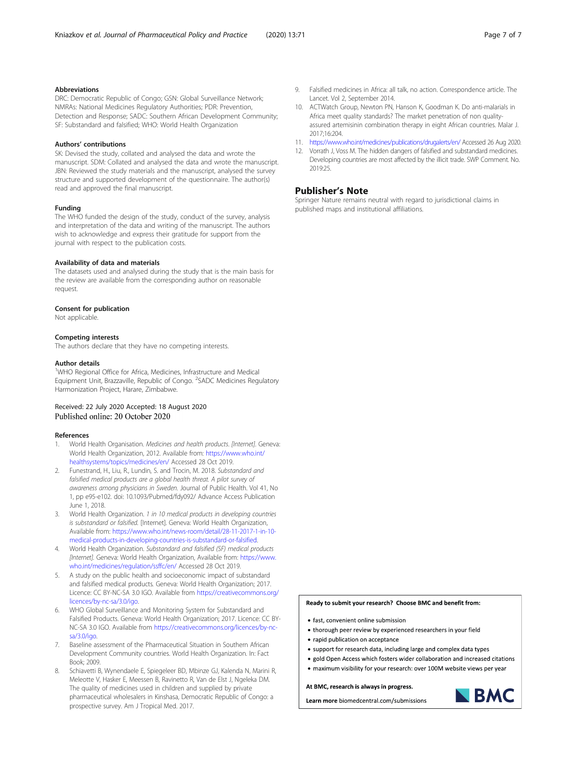#### Abbreviations

DRC: Democratic Republic of Congo; GSN: Global Surveillance Network; NMRAs: National Medicines Regulatory Authorities; PDR: Prevention, Detection and Response; SADC: Southern African Development Community; SF: Substandard and falsified; WHO: World Health Organization

#### Authors' contributions

SK: Devised the study, collated and analysed the data and wrote the manuscript. SDM: Collated and analysed the data and wrote the manuscript. JBN: Reviewed the study materials and the manuscript, analysed the survey structure and supported development of the questionnaire. The author(s) read and approved the final manuscript.

#### Funding

The WHO funded the design of the study, conduct of the survey, analysis and interpretation of the data and writing of the manuscript. The authors wish to acknowledge and express their gratitude for support from the journal with respect to the publication costs.

#### Availability of data and materials

The datasets used and analysed during the study that is the main basis for the review are available from the corresponding author on reasonable request.

#### Consent for publication

Not applicable.

#### Competing interests

The authors declare that they have no competing interests.

#### Author details

[1]WHO Regional Office for Africa, Medicines, Infrastructure and Medical Equipment Unit, Brazzaville, Republic of Congo. [2]SADC Medicines Regulatory Harmonization Project, Harare, Zimbabwe.

Received: 22 July 2020 Accepted: 18 August 2020
Published online: 20 October 2020

#### References

1. World Health Organisation. *Medicines and health products. [Internet]*. Geneva: World Health Organization, 2012. Available from: https://www.who.int/healthsystems/topics/medicines/en/ Accessed 28 Oct 2019.
2. Funestrand, H., Liu, R., Lundin, S. and Trocin, M. 2018. *Substandard and falsified medical products are a global health threat. A pilot survey of awareness among physicians in Sweden.* Journal of Public Health. Vol 41, No 1, pp e95-e102. doi: 10.1093/Pubmed/fdy092/ Advance Access Publication June 1, 2018.
3. World Health Organization. *1 in 10 medical products in developing countries is substandard or falsified.* [Internet]. Geneva: World Health Organization, Available from: https://www.who.int/news-room/detail/28-11-2017-1-in-10-medical-products-in-developing-countries-is-substandard-or-falsified.
4. World Health Organization. *Substandard and falsified (SF) medical products [Internet].* Geneva: World Health Organization, Available from: https://www.who.int/medicines/regulation/ssffc/en/ Accessed 28 Oct 2019.
5. A study on the public health and socioeconomic impact of substandard and falsified medical products. Geneva: World Health Organization; 2017. Licence: CC BY-NC-SA 3.0 IGO. Available from https://creativecommons.org/licences/by-nc-sa/3.0/igo.
6. WHO Global Surveillance and Monitoring System for Substandard and Falsified Products. Geneva: World Health Organization; 2017. Licence: CC BY-NC-SA 3.0 IGO. Available from https://creativecommons.org/licences/by-nc-sa/3.0/igo.
7. Baseline assessment of the Pharmaceutical Situation in Southern African Development Community countries. World Health Organization. In: Fact Book; 2009.
8. Schiavetti B, Wynendaele E, Spiegeleer BD, Mbinze GJ, Kalenda N, Marini R, Meleotte V, Hasker E, Meessen B, Ravinetto R, Van de Elst J, Ngeleka DM. The quality of medicines used in children and supplied by private pharmaceutical wholesalers in Kinshasa, Democratic Republic of Congo: a prospective survey. Am J Tropical Med. 2017.
9. Falsified medicines in Africa: all talk, no action. Correspondence article. The Lancet. Vol 2, September 2014.
10. ACTWatch Group, Newton PN, Hanson K, Goodman K. Do anti-malarials in Africa meet quality standards? The market penetration of non quality-assured artemisinin combination therapy in eight African countries. Malar J. 2017;16:204.
11. https://www.who.int/medicines/publications/drugalerts/en/ Accessed 26 Aug 2020.
12. Vorrath J, Voss M. The hidden dangers of falsified and substandard medicines. Developing countries are most affected by the illicit trade. SWP Comment. No. 2019:25.

## Publisher's Note

Springer Nature remains neutral with regard to jurisdictional claims in published maps and institutional affiliations.

**Ready to submit your research? Choose BMC and benefit from:**

- fast, convenient online submission
- thorough peer review by experienced researchers in your field
- rapid publication on acceptance
- support for research data, including large and complex data types
- gold Open Access which fosters wider collaboration and increased citations
- maximum visibility for your research: over 100M website views per year

**At BMC, research is always in progress.**

**Learn more** biomedcentral.com/submissions

BMC